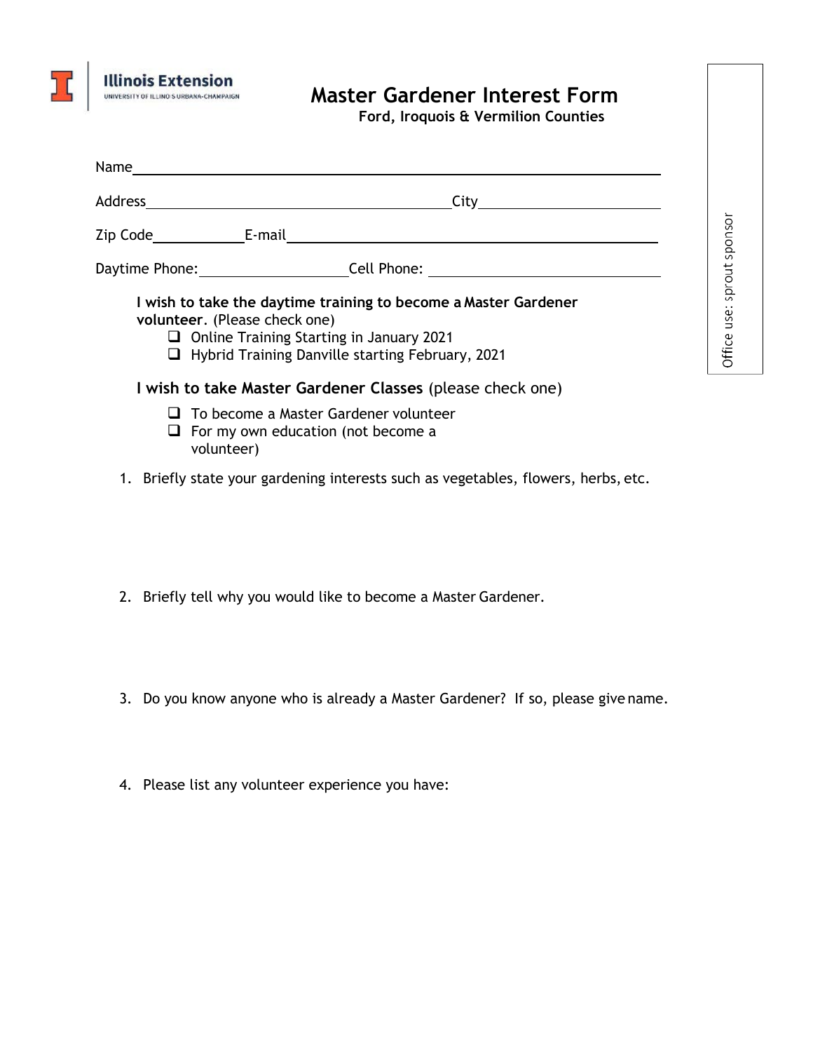Illinois Extension
UNIVERSITY OF ILLINOIS URBANA-CHAMPAIGN

# Master Gardener Interest Form

**Ford, Iroquois & Vermilion Counties**

Office use: sprout sponsor

Name\_\_\_\_\_\_\_\_\_\_\_\_\_\_\_\_\_\_\_\_\_\_\_\_\_\_\_\_\_\_\_\_\_\_\_\_\_\_\_\_\_\_\_\_\_\_\_\_\_\_\_\_\_\_\_\_

Address\_\_\_\_\_\_\_\_\_\_\_\_\_\_\_\_\_\_\_\_\_\_\_\_\_\_\_\_\_\_\_\_ City\_\_\_\_\_\_\_\_\_\_\_\_\_\_\_\_\_\_

Zip Code\_\_\_\_\_\_\_\_\_ E-mail\_\_\_\_\_\_\_\_\_\_\_\_\_\_\_\_\_\_\_\_\_\_\_\_\_\_\_\_\_\_\_\_\_\_\_\_\_\_\_

Daytime Phone:\_\_\_\_\_\_\_\_\_\_\_\_\_\_\_ Cell Phone: \_\_\_\_\_\_\_\_\_\_\_\_\_\_\_\_\_\_\_\_\_\_\_

**I wish to take the daytime training to become a Master Gardener volunteer**. (Please check one)

- ☐ Online Training Starting in January 2021
- ☐ Hybrid Training Danville starting February, 2021

**I wish to take Master Gardener Classes** (please check one)

- ☐ To become a Master Gardener volunteer
- ☐ For my own education (not become a volunteer)

1. Briefly state your gardening interests such as vegetables, flowers, herbs, etc.

2. Briefly tell why you would like to become a Master Gardener.

3. Do you know anyone who is already a Master Gardener? If so, please give name.

4. Please list any volunteer experience you have: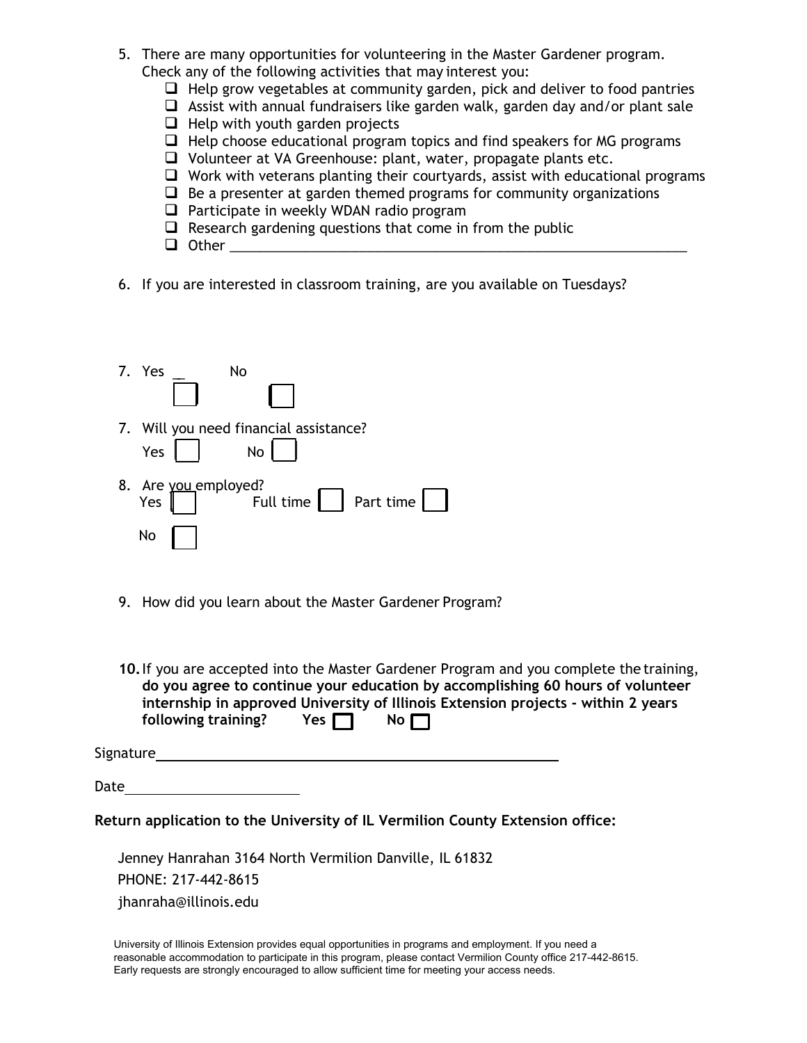5. There are many opportunities for volunteering in the Master Gardener program. Check any of the following activities that may interest you:
   - ☐ Help grow vegetables at community garden, pick and deliver to food pantries
   - ☐ Assist with annual fundraisers like garden walk, garden day and/or plant sale
   - ☐ Help with youth garden projects
   - ☐ Help choose educational program topics and find speakers for MG programs
   - ☐ Volunteer at VA Greenhouse: plant, water, propagate plants etc.
   - ☐ Work with veterans planting their courtyards, assist with educational programs
   - ☐ Be a presenter at garden themed programs for community organizations
   - ☐ Participate in weekly WDAN radio program
   - ☐ Research gardening questions that come in from the public
   - ☐ Other ______________________________________________________________

6. If you are interested in classroom training, are you available on Tuesdays?

7. Yes __ ☐ No ☐

7. Will you need financial assistance?
   Yes ☐ No ☐

8. Are you employed?
   Yes ☐ Full time ☐ Part time ☐
   No ☐

9. How did you learn about the Master Gardener Program?

10. If you are accepted into the Master Gardener Program and you complete the training, **do you agree to continue your education by accomplishing 60 hours of volunteer internship in approved University of Illinois Extension projects - within 2 years following training? Yes ☐ No ☐**

Signature________________________________________________

Date______________________

**Return application to the University of IL Vermilion County Extension office:**

Jenney Hanrahan 3164 North Vermilion Danville, IL 61832
PHONE: 217-442-8615
jhanraha@illinois.edu

University of Illinois Extension provides equal opportunities in programs and employment. If you need a reasonable accommodation to participate in this program, please contact Vermilion County office 217-442-8615. Early requests are strongly encouraged to allow sufficient time for meeting your access needs.